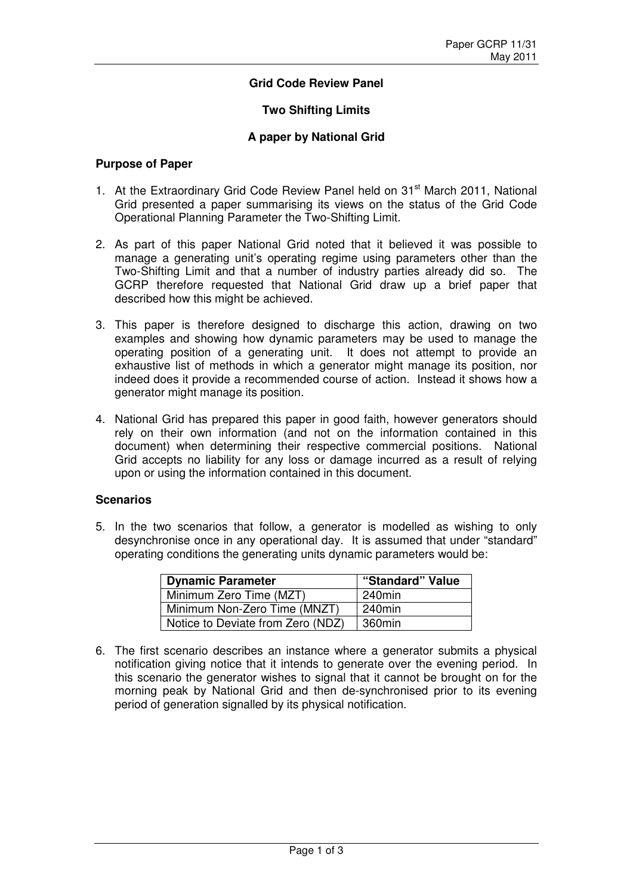Paper GCRP 11/31
May 2011

**Grid Code Review Panel**

**Two Shifting Limits**

**A paper by National Grid**

## Purpose of Paper

1. At the Extraordinary Grid Code Review Panel held on 31st March 2011, National Grid presented a paper summarising its views on the status of the Grid Code Operational Planning Parameter the Two-Shifting Limit.

2. As part of this paper National Grid noted that it believed it was possible to manage a generating unit's operating regime using parameters other than the Two-Shifting Limit and that a number of industry parties already did so. The GCRP therefore requested that National Grid draw up a brief paper that described how this might be achieved.

3. This paper is therefore designed to discharge this action, drawing on two examples and showing how dynamic parameters may be used to manage the operating position of a generating unit. It does not attempt to provide an exhaustive list of methods in which a generator might manage its position, nor indeed does it provide a recommended course of action. Instead it shows how a generator might manage its position.

4. National Grid has prepared this paper in good faith, however generators should rely on their own information (and not on the information contained in this document) when determining their respective commercial positions. National Grid accepts no liability for any loss or damage incurred as a result of relying upon or using the information contained in this document.

## Scenarios

5. In the two scenarios that follow, a generator is modelled as wishing to only desynchronise once in any operational day. It is assumed that under "standard" operating conditions the generating units dynamic parameters would be:

| Dynamic Parameter | "Standard" Value |
|---|---|
| Minimum Zero Time (MZT) | 240min |
| Minimum Non-Zero Time (MNZT) | 240min |
| Notice to Deviate from Zero (NDZ) | 360min |

6. The first scenario describes an instance where a generator submits a physical notification giving notice that it intends to generate over the evening period. In this scenario the generator wishes to signal that it cannot be brought on for the morning peak by National Grid and then de-synchronised prior to its evening period of generation signalled by its physical notification.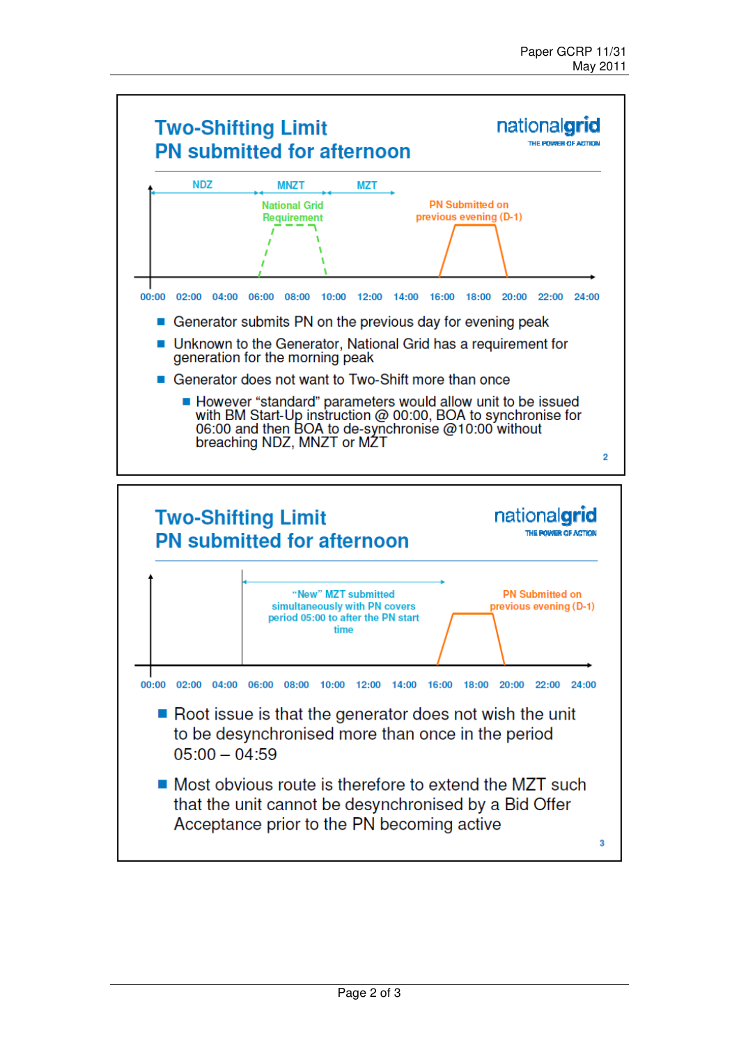## Two-Shifting Limit
## PN submitted for afternoon

NDZ — MNZT — MZT

National Grid Requirement

PN Submitted on previous evening (D-1)

00:00 02:00 04:00 06:00 08:00 10:00 12:00 14:00 16:00 18:00 20:00 22:00 24:00

- Generator submits PN on the previous day for evening peak
- Unknown to the Generator, National Grid has a requirement for generation for the morning peak
- Generator does not want to Two-Shift more than once
  - However "standard" parameters would allow unit to be issued with BM Start-Up instruction @ 00:00, BOA to synchronise for 06:00 and then BOA to de-synchronise @10:00 without breaching NDZ, MNZT or MZT

## Two-Shifting Limit
## PN submitted for afternoon

"New" MZT submitted simultaneously with PN covers period 05:00 to after the PN start time

PN Submitted on previous evening (D-1)

00:00 02:00 04:00 06:00 08:00 10:00 12:00 14:00 16:00 18:00 20:00 22:00 24:00

- Root issue is that the generator does not wish the unit to be desynchronised more than once in the period 05:00 – 04:59
- Most obvious route is therefore to extend the MZT such that the unit cannot be desynchronised by a Bid Offer Acceptance prior to the PN becoming active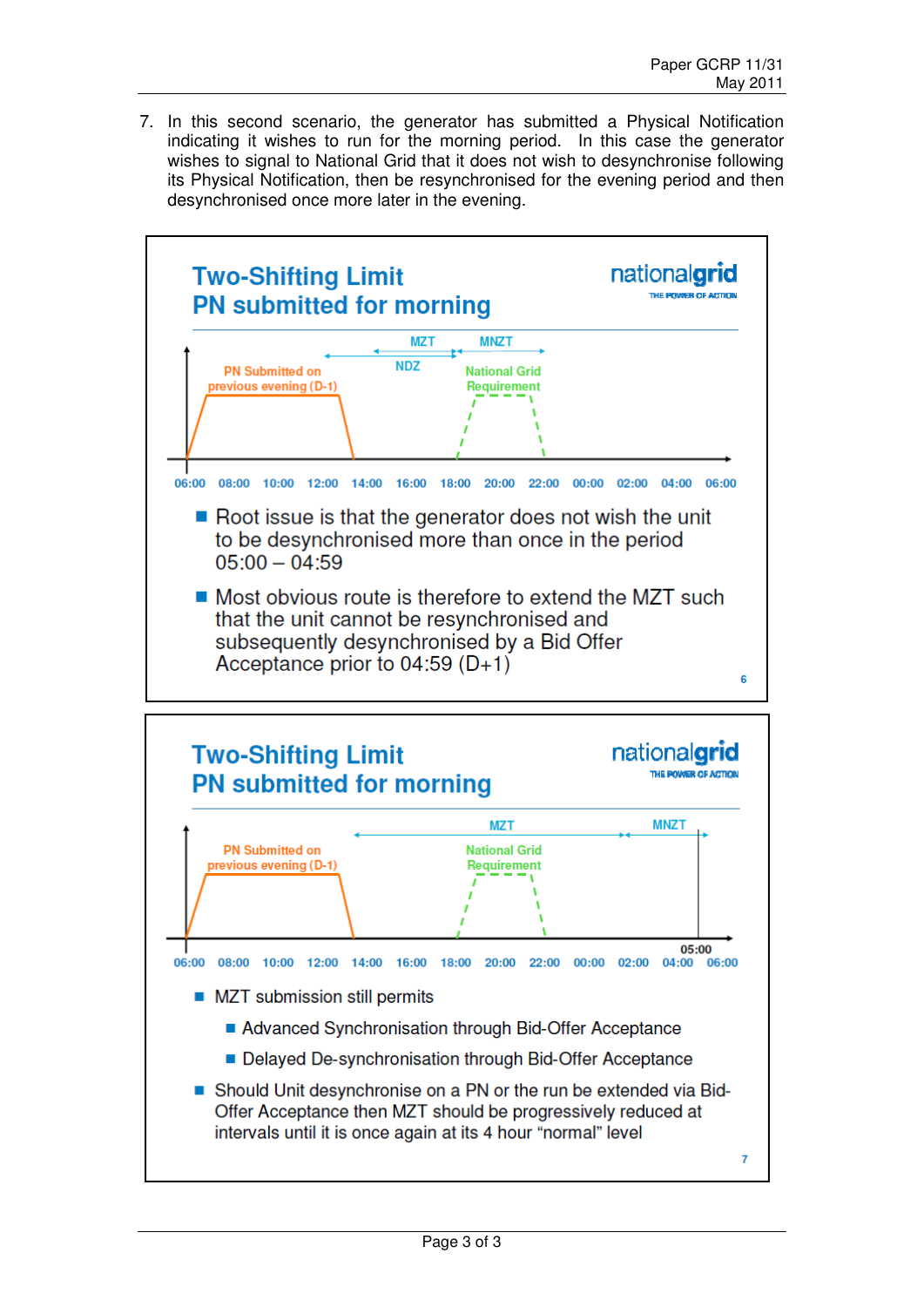7. In this second scenario, the generator has submitted a Physical Notification indicating it wishes to run for the morning period. In this case the generator wishes to signal to National Grid that it does not wish to desynchronise following its Physical Notification, then be resynchronised for the evening period and then desynchronised once more later in the evening.

## Two-Shifting Limit
## PN submitted for morning

nationalgrid
THE POWER OF ACTION

MZT
MNZT
NDZ
PN Submitted on previous evening (D-1)
National Grid Requirement
06:00 08:00 10:00 12:00 14:00 16:00 18:00 20:00 22:00 00:00 02:00 04:00 06:00

- Root issue is that the generator does not wish the unit to be desynchronised more than once in the period 05:00 – 04:59
- Most obvious route is therefore to extend the MZT such that the unit cannot be resynchronised and subsequently desynchronised by a Bid Offer Acceptance prior to 04:59 (D+1)

6

## Two-Shifting Limit
## PN submitted for morning

nationalgrid
THE POWER OF ACTION

MZT
MNZT
PN Submitted on previous evening (D-1)
National Grid Requirement
05:00
06:00 08:00 10:00 12:00 14:00 16:00 18:00 20:00 22:00 00:00 02:00 04:00 06:00

- MZT submission still permits
  - Advanced Synchronisation through Bid-Offer Acceptance
  - Delayed De-synchronisation through Bid-Offer Acceptance
- Should Unit desynchronise on a PN or the run be extended via Bid-Offer Acceptance then MZT should be progressively reduced at intervals until it is once again at its 4 hour "normal" level

7